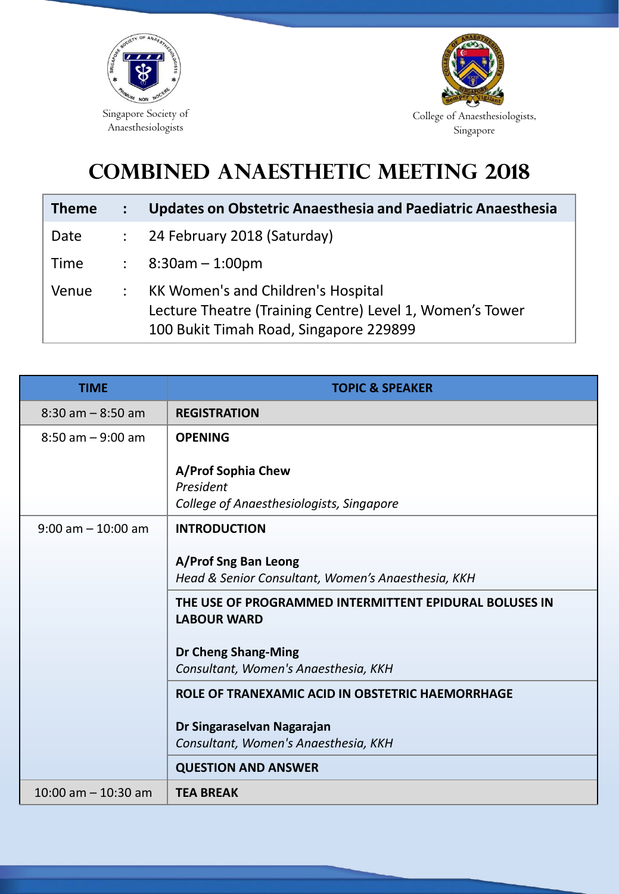Singapore Society of Anaesthesiologists

College of Anaesthesiologists, Singapore

# COMBINED ANAESTHETIC MEETING 2018

| | | |
|---|---|---|
| **Theme** | **:** | **Updates on Obstetric Anaesthesia and Paediatric Anaesthesia** |
| Date | : | 24 February 2018 (Saturday) |
| Time | : | 8:30am – 1:00pm |
| Venue | : | KK Women's and Children's Hospital<br>Lecture Theatre (Training Centre) Level 1, Women's Tower<br>100 Bukit Timah Road, Singapore 229899 |

| TIME | TOPIC & SPEAKER |
|---|---|
| 8:30 am – 8:50 am | **REGISTRATION** |
| 8:50 am – 9:00 am | **OPENING**<br><br>**A/Prof Sophia Chew**<br>*President*<br>*College of Anaesthesiologists, Singapore* |
| 9:00 am – 10:00 am | **INTRODUCTION**<br><br>**A/Prof Sng Ban Leong**<br>*Head & Senior Consultant, Women's Anaesthesia, KKH* |
| | **THE USE OF PROGRAMMED INTERMITTENT EPIDURAL BOLUSES IN LABOUR WARD**<br><br>**Dr Cheng Shang-Ming**<br>*Consultant, Women's Anaesthesia, KKH* |
| | **ROLE OF TRANEXAMIC ACID IN OBSTETRIC HAEMORRHAGE**<br><br>**Dr Singaraselvan Nagarajan**<br>*Consultant, Women's Anaesthesia, KKH* |
| | **QUESTION AND ANSWER** |
| 10:00 am – 10:30 am | **TEA BREAK** |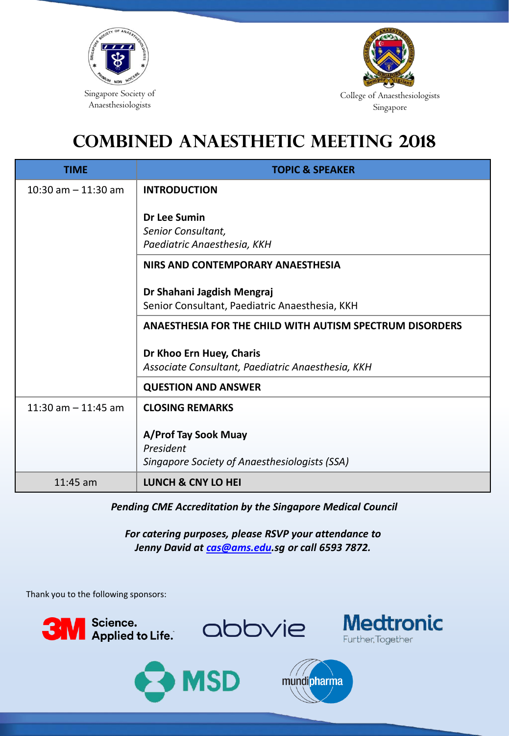Singapore Society of Anaesthesiologists

College of Anaesthesiologists Singapore

# COMBINED ANAESTHETIC MEETING 2018

| TIME | TOPIC & SPEAKER |
|---|---|
| 10:30 am – 11:30 am | **INTRODUCTION**<br><br>**Dr Lee Sumin**<br>*Senior Consultant,*<br>*Paediatric Anaesthesia, KKH* |
| | **NIRS AND CONTEMPORARY ANAESTHESIA**<br><br>**Dr Shahani Jagdish Mengraj**<br>Senior Consultant, Paediatric Anaesthesia, KKH |
| | **ANAESTHESIA FOR THE CHILD WITH AUTISM SPECTRUM DISORDERS**<br><br>**Dr Khoo Ern Huey, Charis**<br>*Associate Consultant, Paediatric Anaesthesia, KKH* |
| | **QUESTION AND ANSWER** |
| 11:30 am – 11:45 am | **CLOSING REMARKS**<br><br>**A/Prof Tay Sook Muay**<br>*President*<br>*Singapore Society of Anaesthesiologists (SSA)* |
| 11:45 am | **LUNCH & CNY LO HEI** |

***Pending CME Accreditation by the Singapore Medical Council***

***For catering purposes, please RSVP your attendance to Jenny David at cas@ams.edu.sg or call 6593 7872.***

Thank you to the following sponsors:

3M Science. Applied to Life.

abbvie

Medtronic Further, Together

MSD

mundipharma